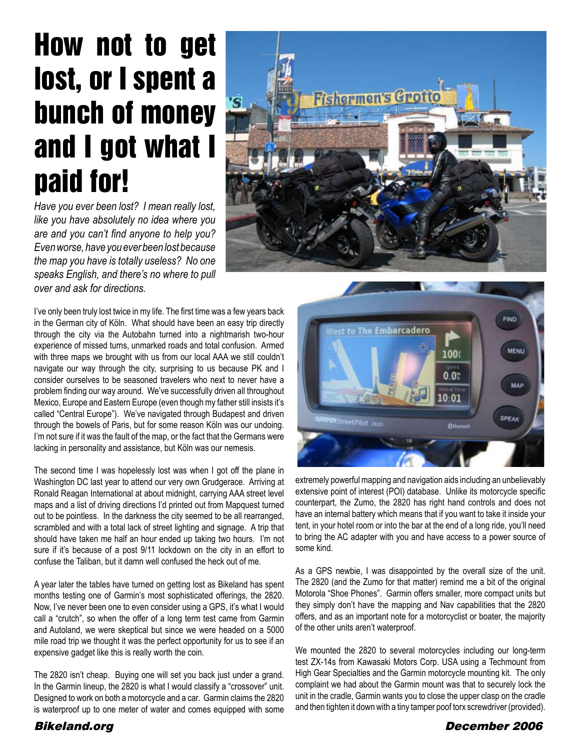# How not to get lost, or I spent a bunch of money and I got what I paid for!

*Have you ever been lost? I mean really lost, like you have absolutely no idea where you are and you can't find anyone to help you? Even worse, have you ever been lost because the map you have is totally useless? No one speaks English, and there's no where to pull over and ask for directions.*

I've only been truly lost twice in my life. The first time was a few years back in the German city of Köln. What should have been an easy trip directly through the city via the Autobahn turned into a nightmarish two-hour experience of missed turns, unmarked roads and total confusion. Armed with three maps we brought with us from our local AAA we still couldn't navigate our way through the city, surprising to us because PK and I consider ourselves to be seasoned travelers who next to never have a problem finding our way around. We've successfully driven all throughout Mexico, Europe and Eastern Europe (even though my father still insists it's called "Central Europe"). We've navigated through Budapest and driven through the bowels of Paris, but for some reason Köln was our undoing. I'm not sure if it was the fault of the map, or the fact that the Germans were lacking in personality and assistance, but Köln was our nemesis.

The second time I was hopelessly lost was when I got off the plane in Washington DC last year to attend our very own Grudgerace. Arriving at Ronald Reagan International at about midnight, carrying AAA street level maps and a list of driving directions I'd printed out from Mapquest turned out to be pointless. In the darkness the city seemed to be all rearranged, scrambled and with a total lack of street lighting and signage. A trip that should have taken me half an hour ended up taking two hours. I'm not sure if it's because of a post 9/11 lockdown on the city in an effort to confuse the Taliban, but it damn well confused the heck out of me.

A year later the tables have turned on getting lost as Bikeland has spent months testing one of Garmin's most sophisticated offerings, the 2820. Now, I've never been one to even consider using a GPS, it's what I would call a "crutch", so when the offer of a long term test came from Garmin and Autoland, we were skeptical but since we were headed on a 5000 mile road trip we thought it was the perfect opportunity for us to see if an expensive gadget like this is really worth the coin.

The 2820 isn't cheap. Buying one will set you back just under a grand. In the Garmin lineup, the 2820 is what I would classify a "crossover" unit. Designed to work on both a motorcycle and a car. Garmin claims the 2820 is waterproof up to one meter of water and comes equipped with some extremely powerful mapping and navigation aids including an unbelievably extensive point of interest (POI) database. Unlike its motorcycle specific counterpart, the Zumo, the 2820 has right hand controls and does not have an internal battery which means that if you want to take it inside your tent, in your hotel room or into the bar at the end of a long ride, you'll need to bring the AC adapter with you and have access to a power source of some kind.

As a GPS newbie, I was disappointed by the overall size of the unit. The 2820 (and the Zumo for that matter) remind me a bit of the original Motorola "Shoe Phones". Garmin offers smaller, more compact units but they simply don't have the mapping and Nav capabilities that the 2820 offers, and as an important note for a motorcyclist or boater, the majority of the other units aren't waterproof.

We mounted the 2820 to several motorcycles including our long-term test ZX-14s from Kawasaki Motors Corp. USA using a Techmount from High Gear Specialties and the Garmin motorcycle mounting kit. The only complaint we had about the Garmin mount was that to securely lock the unit in the cradle, Garmin wants you to close the upper clasp on the cradle and then tighten it down with a tiny tamper poof torx screwdriver (provided).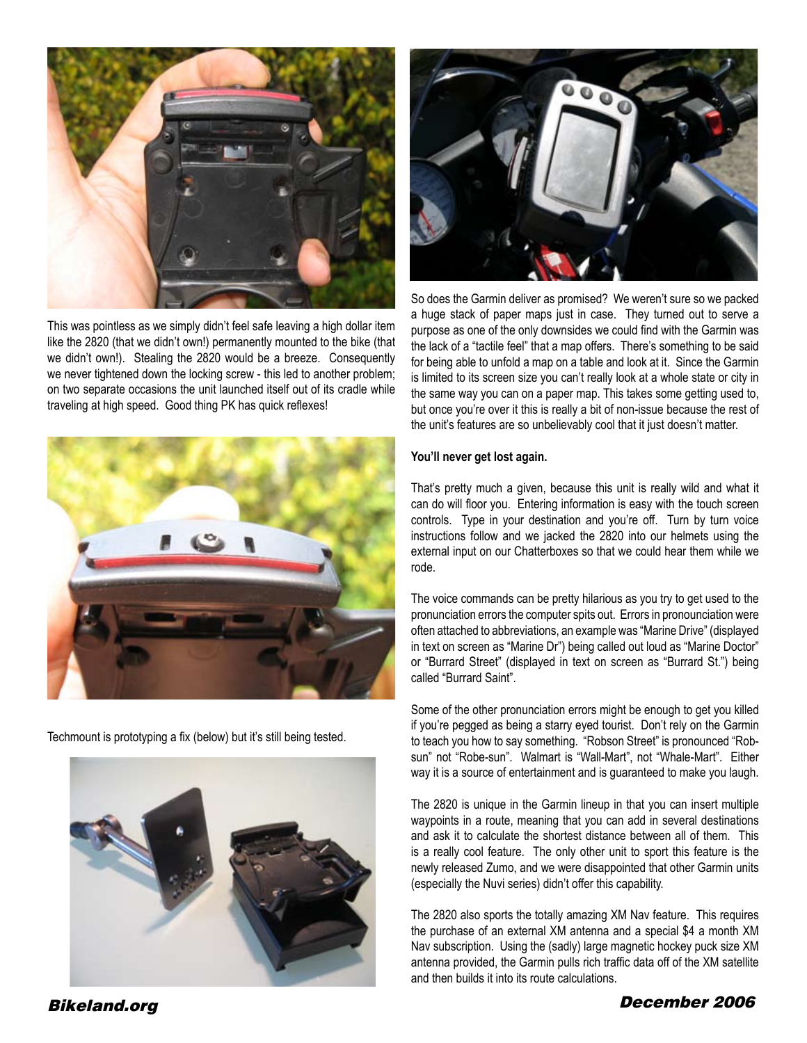This was pointless as we simply didn't feel safe leaving a high dollar item like the 2820 (that we didn't own!) permanently mounted to the bike (that we didn't own!). Stealing the 2820 would be a breeze. Consequently we never tightened down the locking screw - this led to another problem; on two separate occasions the unit launched itself out of its cradle while traveling at high speed. Good thing PK has quick reflexes!

Techmount is prototyping a fix (below) but it's still being tested.

So does the Garmin deliver as promised? We weren't sure so we packed a huge stack of paper maps just in case. They turned out to serve a purpose as one of the only downsides we could find with the Garmin was the lack of a "tactile feel" that a map offers. There's something to be said for being able to unfold a map on a table and look at it. Since the Garmin is limited to its screen size you can't really look at a whole state or city in the same way you can on a paper map. This takes some getting used to, but once you're over it this is really a bit of non-issue because the rest of the unit's features are so unbelievably cool that it just doesn't matter.

**You'll never get lost again.**

That's pretty much a given, because this unit is really wild and what it can do will floor you. Entering information is easy with the touch screen controls. Type in your destination and you're off. Turn by turn voice instructions follow and we jacked the 2820 into our helmets using the external input on our Chatterboxes so that we could hear them while we rode.

The voice commands can be pretty hilarious as you try to get used to the pronunciation errors the computer spits out. Errors in pronounciation were often attached to abbreviations, an example was "Marine Drive" (displayed in text on screen as "Marine Dr") being called out loud as "Marine Doctor" or "Burrard Street" (displayed in text on screen as "Burrard St.") being called "Burrard Saint".

Some of the other pronunciation errors might be enough to get you killed if you're pegged as being a starry eyed tourist. Don't rely on the Garmin to teach you how to say something. "Robson Street" is pronounced "Rob-sun" not "Robe-sun". Walmart is "Wall-Mart", not "Whale-Mart". Either way it is a source of entertainment and is guaranteed to make you laugh.

The 2820 is unique in the Garmin lineup in that you can insert multiple waypoints in a route, meaning that you can add in several destinations and ask it to calculate the shortest distance between all of them. This is a really cool feature. The only other unit to sport this feature is the newly released Zumo, and we were disappointed that other Garmin units (especially the Nuvi series) didn't offer this capability.

The 2820 also sports the totally amazing XM Nav feature. This requires the purchase of an external XM antenna and a special $4 a month XM Nav subscription. Using the (sadly) large magnetic hockey puck size XM antenna provided, the Garmin pulls rich traffic data off of the XM satellite and then builds it into its route calculations.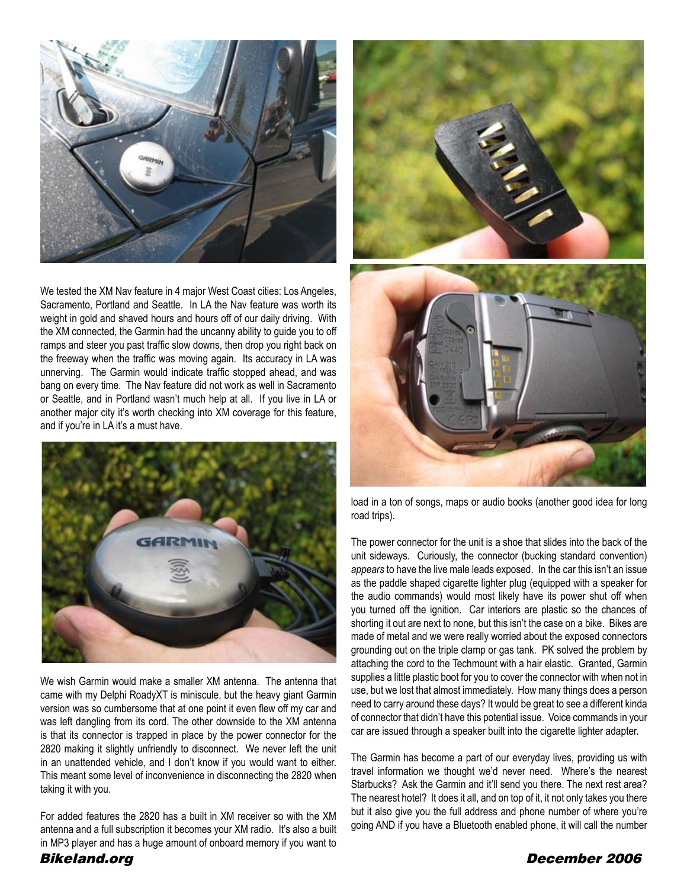We tested the XM Nav feature in 4 major West Coast cities: Los Angeles, Sacramento, Portland and Seattle. In LA the Nav feature was worth its weight in gold and shaved hours and hours off of our daily driving. With the XM connected, the Garmin had the uncanny ability to guide you to off ramps and steer you past traffic slow downs, then drop you right back on the freeway when the traffic was moving again. Its accuracy in LA was unnerving. The Garmin would indicate traffic stopped ahead, and was bang on every time. The Nav feature did not work as well in Sacramento or Seattle, and in Portland wasn't much help at all. If you live in LA or another major city it's worth checking into XM coverage for this feature, and if you're in LA it's a must have.

We wish Garmin would make a smaller XM antenna. The antenna that came with my Delphi RoadyXT is miniscule, but the heavy giant Garmin version was so cumbersome that at one point it even flew off my car and was left dangling from its cord. The other downside to the XM antenna is that its connector is trapped in place by the power connector for the 2820 making it slightly unfriendly to disconnect. We never left the unit in an unattended vehicle, and I don't know if you would want to either. This meant some level of inconvenience in disconnecting the 2820 when taking it with you.

For added features the 2820 has a built in XM receiver so with the XM antenna and a full subscription it becomes your XM radio. It's also a built in MP3 player and has a huge amount of onboard memory if you want to load in a ton of songs, maps or audio books (another good idea for long road trips).

The power connector for the unit is a shoe that slides into the back of the unit sideways. Curiously, the connector (bucking standard convention) *appears* to have the live male leads exposed. In the car this isn't an issue as the paddle shaped cigarette lighter plug (equipped with a speaker for the audio commands) would most likely have its power shut off when you turned off the ignition. Car interiors are plastic so the chances of shorting it out are next to none, but this isn't the case on a bike. Bikes are made of metal and we were really worried about the exposed connectors grounding out on the triple clamp or gas tank. PK solved the problem by attaching the cord to the Techmount with a hair elastic. Granted, Garmin supplies a little plastic boot for you to cover the connector with when not in use, but we lost that almost immediately. How many things does a person need to carry around these days? It would be great to see a different kinda of connector that didn't have this potential issue. Voice commands in your car are issued through a speaker built into the cigarette lighter adapter.

The Garmin has become a part of our everyday lives, providing us with travel information we thought we'd never need. Where's the nearest Starbucks? Ask the Garmin and it'll send you there. The next rest area? The nearest hotel? It does it all, and on top of it, it not only takes you there but it also give you the full address and phone number of where you're going AND if you have a Bluetooth enabled phone, it will call the number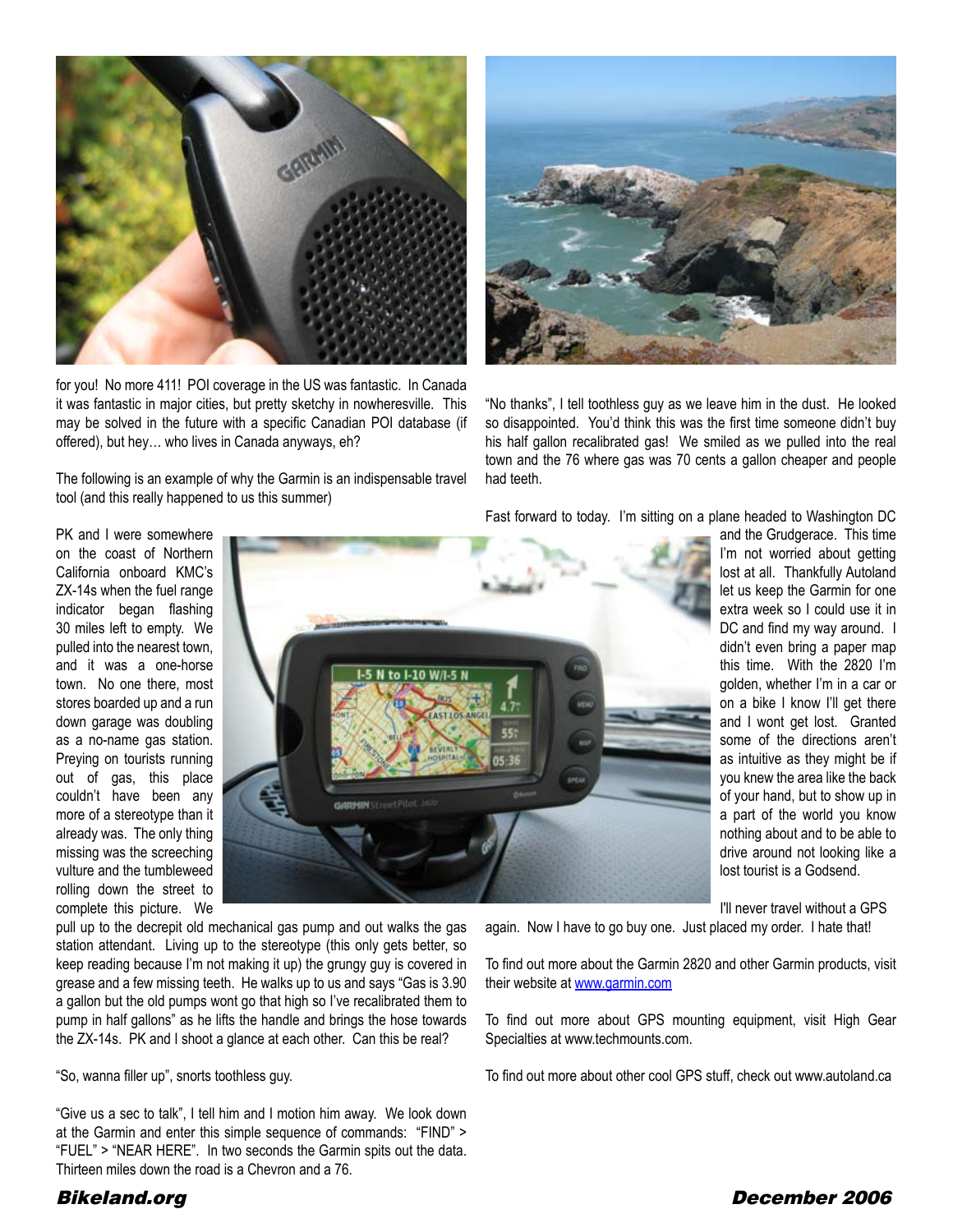for you! No more 411! POI coverage in the US was fantastic. In Canada it was fantastic in major cities, but pretty sketchy in nowheresville. This may be solved in the future with a specific Canadian POI database (if offered), but hey… who lives in Canada anyways, eh?

The following is an example of why the Garmin is an indispensable travel tool (and this really happened to us this summer)

PK and I were somewhere on the coast of Northern California onboard KMC's ZX-14s when the fuel range indicator began flashing 30 miles left to empty. We pulled into the nearest town, and it was a one-horse town. No one there, most stores boarded up and a run down garage was doubling as a no-name gas station. Preying on tourists running out of gas, this place couldn't have been any more of a stereotype than it already was. The only thing missing was the screeching vulture and the tumbleweed rolling down the street to complete this picture. We pull up to the decrepit old mechanical gas pump and out walks the gas station attendant. Living up to the stereotype (this only gets better, so keep reading because I'm not making it up) the grungy guy is covered in grease and a few missing teeth. He walks up to us and says "Gas is 3.90 a gallon but the old pumps wont go that high so I've recalibrated them to pump in half gallons" as he lifts the handle and brings the hose towards the ZX-14s. PK and I shoot a glance at each other. Can this be real?

"So, wanna filler up", snorts toothless guy.

"Give us a sec to talk", I tell him and I motion him away. We look down at the Garmin and enter this simple sequence of commands: "FIND" > "FUEL" > "NEAR HERE". In two seconds the Garmin spits out the data. Thirteen miles down the road is a Chevron and a 76.

"No thanks", I tell toothless guy as we leave him in the dust. He looked so disappointed. You'd think this was the first time someone didn't buy his half gallon recalibrated gas! We smiled as we pulled into the real town and the 76 where gas was 70 cents a gallon cheaper and people had teeth.

Fast forward to today. I'm sitting on a plane headed to Washington DC and the Grudgerace. This time I'm not worried about getting lost at all. Thankfully Autoland let us keep the Garmin for one extra week so I could use it in DC and find my way around. I didn't even bring a paper map this time. With the 2820 I'm golden, whether I'm in a car or on a bike I know I'll get there and I wont get lost. Granted some of the directions aren't as intuitive as they might be if you knew the area like the back of your hand, but to show up in a part of the world you know nothing about and to be able to drive around not looking like a lost tourist is a Godsend.

I'll never travel without a GPS again. Now I have to go buy one. Just placed my order. I hate that!

To find out more about the Garmin 2820 and other Garmin products, visit their website at www.garmin.com

To find out more about GPS mounting equipment, visit High Gear Specialties at www.techmounts.com.

To find out more about other cool GPS stuff, check out www.autoland.ca